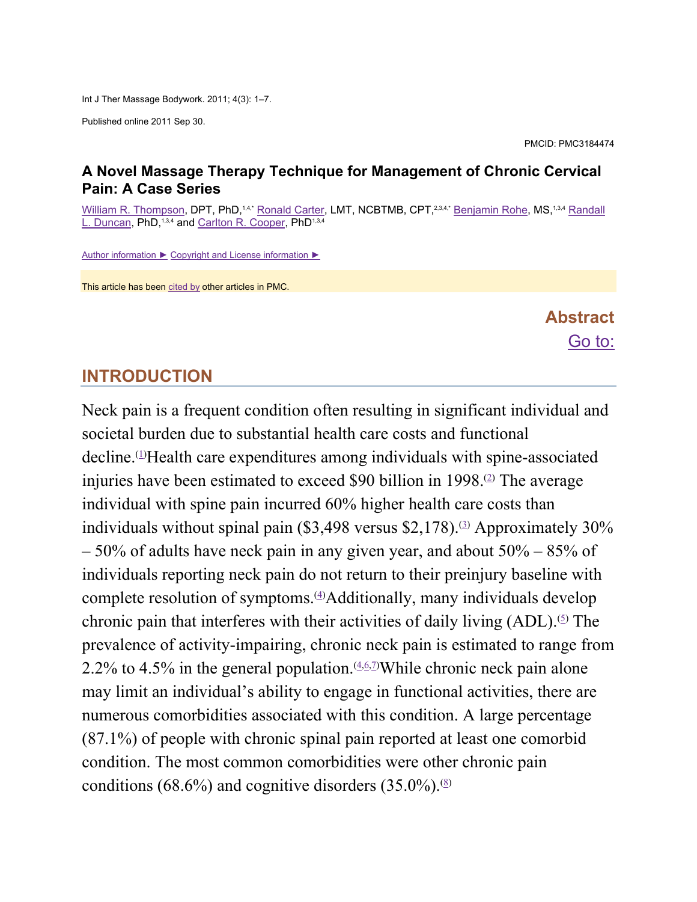Int J Ther Massage Bodywork. 2011; 4(3): 1–7.

Published online 2011 Sep 30.

PMCID: PMC3184474

# A Novel Massage Therapy Technique for Management of Chronic Cervical Pain: A Case Series

William R. Thompson, DPT, PhD,[1,4,*] Ronald Carter, LMT, NCBTMB, CPT,[2,3,4,*] Benjamin Rohe, MS,[1,3,4] Randall L. Duncan, PhD,[1,3,4] and Carlton R. Cooper, PhD[1,3,4]

Author information ► Copyright and License information ►

This article has been cited by other articles in PMC.

## Abstract

Go to:

## INTRODUCTION

Neck pain is a frequent condition often resulting in significant individual and societal burden due to substantial health care costs and functional decline.[1] Health care expenditures among individuals with spine-associated injuries have been estimated to exceed $90 billion in 1998.[2] The average individual with spine pain incurred 60% higher health care costs than individuals without spinal pain ($3,498 versus $2,178).[3] Approximately 30% – 50% of adults have neck pain in any given year, and about 50% – 85% of individuals reporting neck pain do not return to their preinjury baseline with complete resolution of symptoms.[4] Additionally, many individuals develop chronic pain that interferes with their activities of daily living (ADL).[5] The prevalence of activity-impairing, chronic neck pain is estimated to range from 2.2% to 4.5% in the general population.[4,6,7] While chronic neck pain alone may limit an individual's ability to engage in functional activities, there are numerous comorbidities associated with this condition. A large percentage (87.1%) of people with chronic spinal pain reported at least one comorbid condition. The most common comorbidities were other chronic pain conditions (68.6%) and cognitive disorders (35.0%).[8]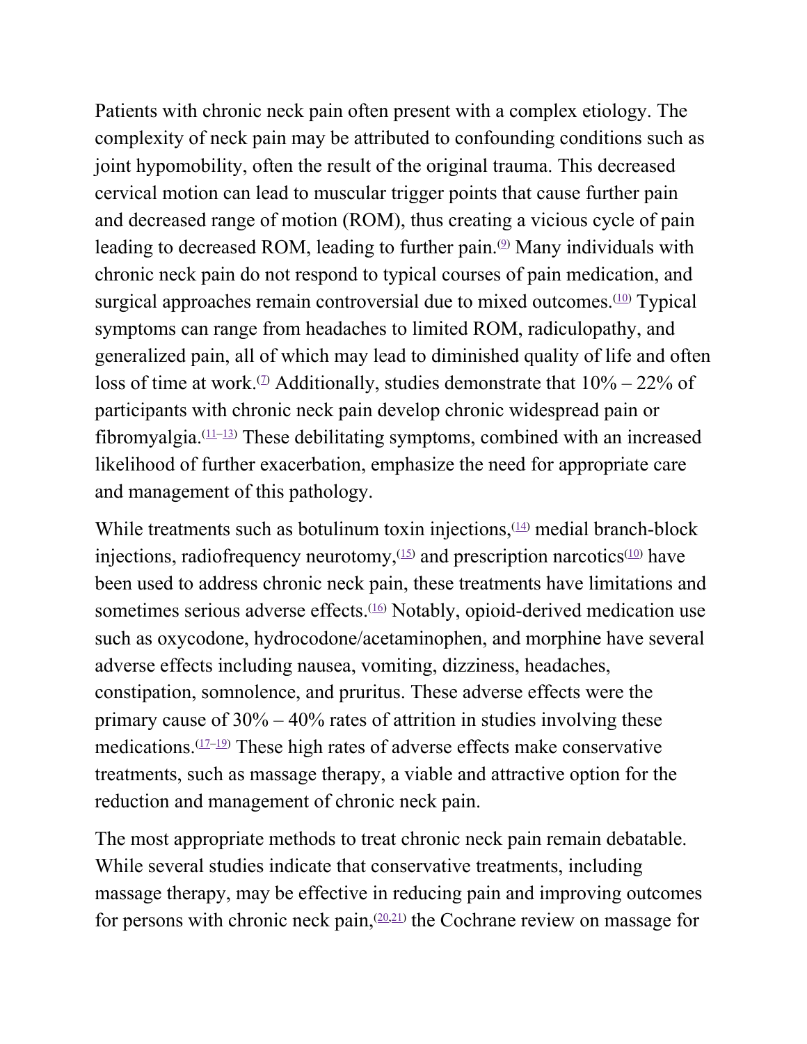Patients with chronic neck pain often present with a complex etiology. The complexity of neck pain may be attributed to confounding conditions such as joint hypomobility, often the result of the original trauma. This decreased cervical motion can lead to muscular trigger points that cause further pain and decreased range of motion (ROM), thus creating a vicious cycle of pain leading to decreased ROM, leading to further pain.[9] Many individuals with chronic neck pain do not respond to typical courses of pain medication, and surgical approaches remain controversial due to mixed outcomes.[10] Typical symptoms can range from headaches to limited ROM, radiculopathy, and generalized pain, all of which may lead to diminished quality of life and often loss of time at work.[7] Additionally, studies demonstrate that 10% – 22% of participants with chronic neck pain develop chronic widespread pain or fibromyalgia.[11–13] These debilitating symptoms, combined with an increased likelihood of further exacerbation, emphasize the need for appropriate care and management of this pathology.

While treatments such as botulinum toxin injections,[14] medial branch-block injections, radiofrequency neurotomy,[15] and prescription narcotics[10] have been used to address chronic neck pain, these treatments have limitations and sometimes serious adverse effects.[16] Notably, opioid-derived medication use such as oxycodone, hydrocodone/acetaminophen, and morphine have several adverse effects including nausea, vomiting, dizziness, headaches, constipation, somnolence, and pruritus. These adverse effects were the primary cause of 30% – 40% rates of attrition in studies involving these medications.[17–19] These high rates of adverse effects make conservative treatments, such as massage therapy, a viable and attractive option for the reduction and management of chronic neck pain.

The most appropriate methods to treat chronic neck pain remain debatable. While several studies indicate that conservative treatments, including massage therapy, may be effective in reducing pain and improving outcomes for persons with chronic neck pain,[20,21] the Cochrane review on massage for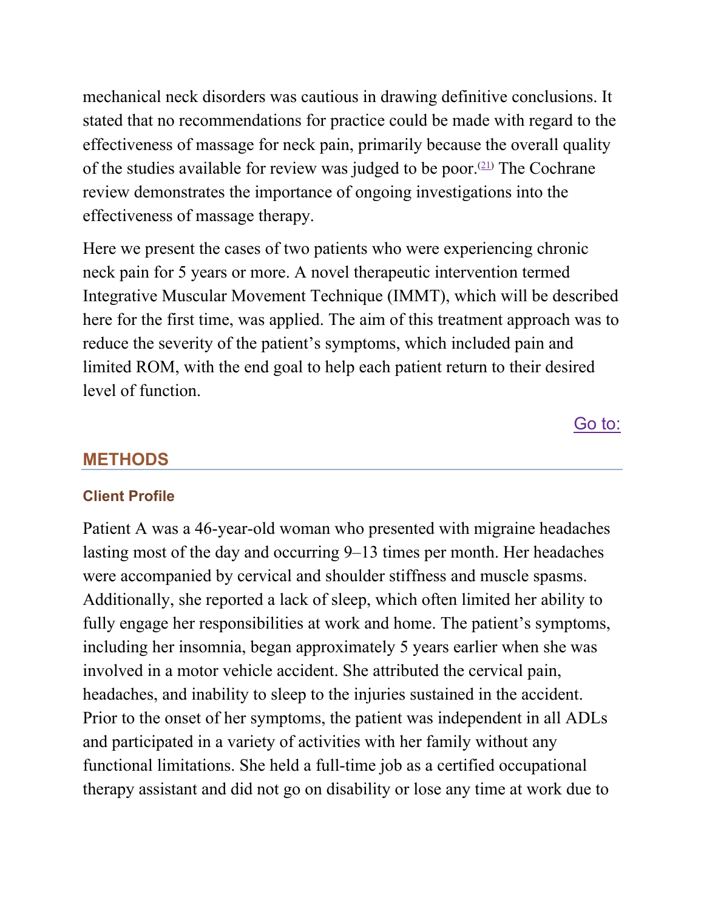mechanical neck disorders was cautious in drawing definitive conclusions. It stated that no recommendations for practice could be made with regard to the effectiveness of massage for neck pain, primarily because the overall quality of the studies available for review was judged to be poor.[21] The Cochrane review demonstrates the importance of ongoing investigations into the effectiveness of massage therapy.

Here we present the cases of two patients who were experiencing chronic neck pain for 5 years or more. A novel therapeutic intervention termed Integrative Muscular Movement Technique (IMMT), which will be described here for the first time, was applied. The aim of this treatment approach was to reduce the severity of the patient's symptoms, which included pain and limited ROM, with the end goal to help each patient return to their desired level of function.

## METHODS

### Client Profile

Patient A was a 46-year-old woman who presented with migraine headaches lasting most of the day and occurring 9–13 times per month. Her headaches were accompanied by cervical and shoulder stiffness and muscle spasms. Additionally, she reported a lack of sleep, which often limited her ability to fully engage her responsibilities at work and home. The patient's symptoms, including her insomnia, began approximately 5 years earlier when she was involved in a motor vehicle accident. She attributed the cervical pain, headaches, and inability to sleep to the injuries sustained in the accident. Prior to the onset of her symptoms, the patient was independent in all ADLs and participated in a variety of activities with her family without any functional limitations. She held a full-time job as a certified occupational therapy assistant and did not go on disability or lose any time at work due to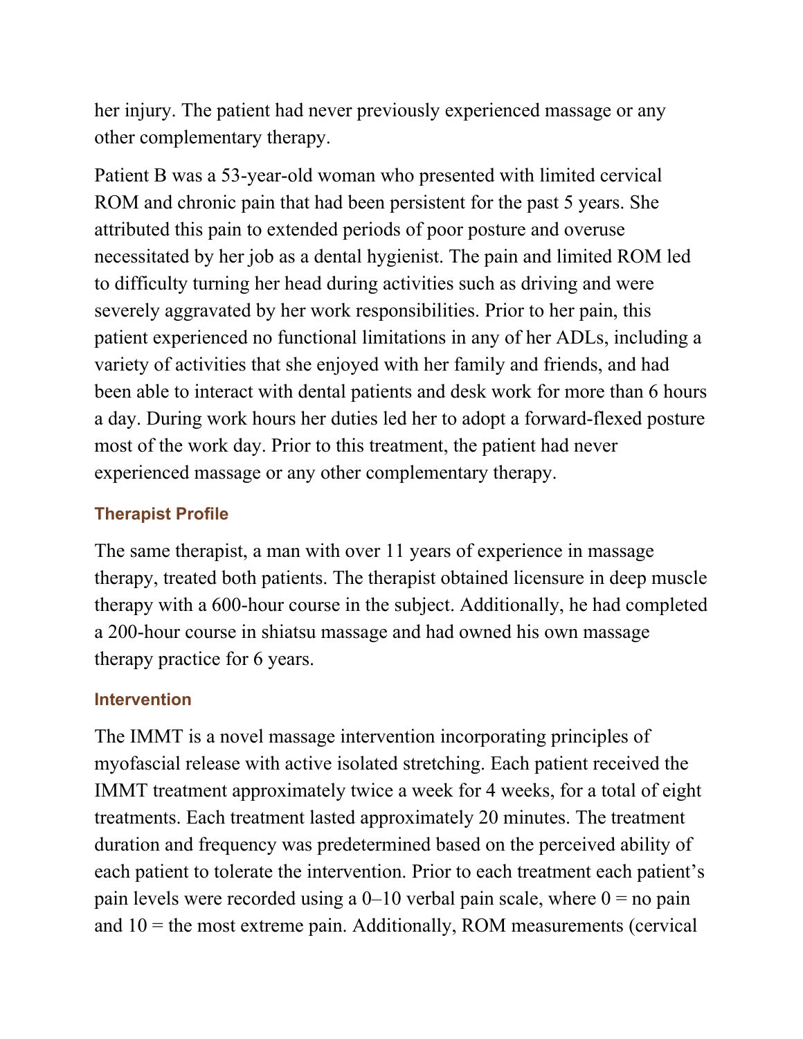her injury. The patient had never previously experienced massage or any other complementary therapy.

Patient B was a 53-year-old woman who presented with limited cervical ROM and chronic pain that had been persistent for the past 5 years. She attributed this pain to extended periods of poor posture and overuse necessitated by her job as a dental hygienist. The pain and limited ROM led to difficulty turning her head during activities such as driving and were severely aggravated by her work responsibilities. Prior to her pain, this patient experienced no functional limitations in any of her ADLs, including a variety of activities that she enjoyed with her family and friends, and had been able to interact with dental patients and desk work for more than 6 hours a day. During work hours her duties led her to adopt a forward-flexed posture most of the work day. Prior to this treatment, the patient had never experienced massage or any other complementary therapy.

### Therapist Profile

The same therapist, a man with over 11 years of experience in massage therapy, treated both patients. The therapist obtained licensure in deep muscle therapy with a 600-hour course in the subject. Additionally, he had completed a 200-hour course in shiatsu massage and had owned his own massage therapy practice for 6 years.

### Intervention

The IMMT is a novel massage intervention incorporating principles of myofascial release with active isolated stretching. Each patient received the IMMT treatment approximately twice a week for 4 weeks, for a total of eight treatments. Each treatment lasted approximately 20 minutes. The treatment duration and frequency was predetermined based on the perceived ability of each patient to tolerate the intervention. Prior to each treatment each patient's pain levels were recorded using a 0–10 verbal pain scale, where 0 = no pain and 10 = the most extreme pain. Additionally, ROM measurements (cervical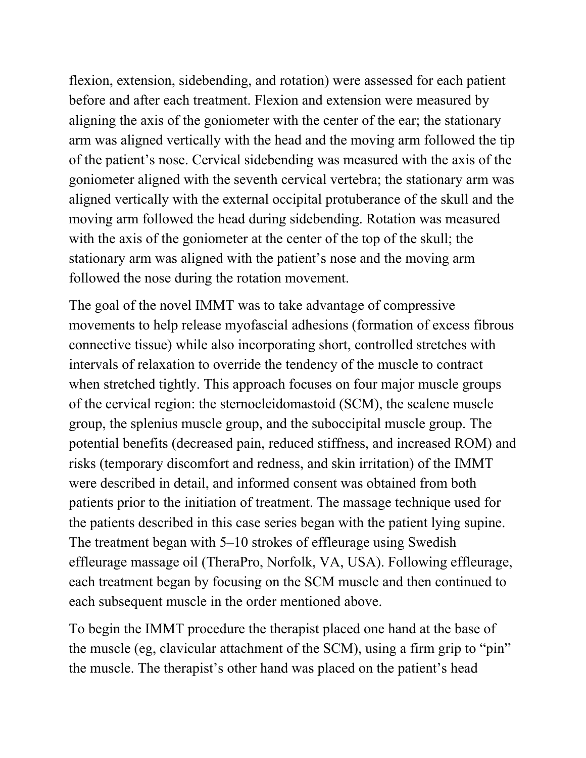flexion, extension, sidebending, and rotation) were assessed for each patient before and after each treatment. Flexion and extension were measured by aligning the axis of the goniometer with the center of the ear; the stationary arm was aligned vertically with the head and the moving arm followed the tip of the patient's nose. Cervical sidebending was measured with the axis of the goniometer aligned with the seventh cervical vertebra; the stationary arm was aligned vertically with the external occipital protuberance of the skull and the moving arm followed the head during sidebending. Rotation was measured with the axis of the goniometer at the center of the top of the skull; the stationary arm was aligned with the patient's nose and the moving arm followed the nose during the rotation movement.

The goal of the novel IMMT was to take advantage of compressive movements to help release myofascial adhesions (formation of excess fibrous connective tissue) while also incorporating short, controlled stretches with intervals of relaxation to override the tendency of the muscle to contract when stretched tightly. This approach focuses on four major muscle groups of the cervical region: the sternocleidomastoid (SCM), the scalene muscle group, the splenius muscle group, and the suboccipital muscle group. The potential benefits (decreased pain, reduced stiffness, and increased ROM) and risks (temporary discomfort and redness, and skin irritation) of the IMMT were described in detail, and informed consent was obtained from both patients prior to the initiation of treatment. The massage technique used for the patients described in this case series began with the patient lying supine. The treatment began with 5–10 strokes of effleurage using Swedish effleurage massage oil (TheraPro, Norfolk, VA, USA). Following effleurage, each treatment began by focusing on the SCM muscle and then continued to each subsequent muscle in the order mentioned above.

To begin the IMMT procedure the therapist placed one hand at the base of the muscle (eg, clavicular attachment of the SCM), using a firm grip to "pin" the muscle. The therapist's other hand was placed on the patient's head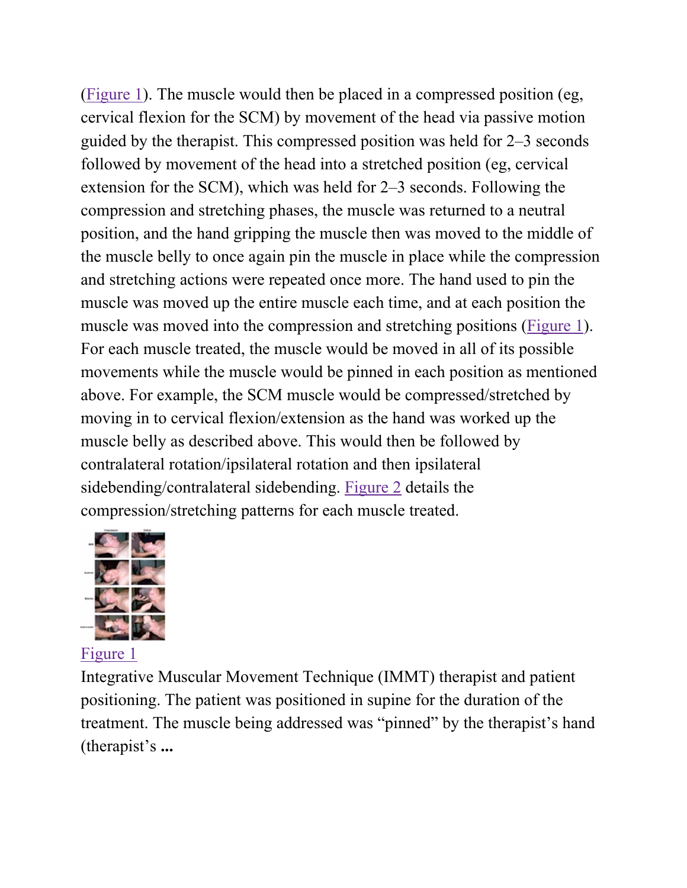(Figure 1). The muscle would then be placed in a compressed position (eg, cervical flexion for the SCM) by movement of the head via passive motion guided by the therapist. This compressed position was held for 2–3 seconds followed by movement of the head into a stretched position (eg, cervical extension for the SCM), which was held for 2–3 seconds. Following the compression and stretching phases, the muscle was returned to a neutral position, and the hand gripping the muscle then was moved to the middle of the muscle belly to once again pin the muscle in place while the compression and stretching actions were repeated once more. The hand used to pin the muscle was moved up the entire muscle each time, and at each position the muscle was moved into the compression and stretching positions (Figure 1). For each muscle treated, the muscle would be moved in all of its possible movements while the muscle would be pinned in each position as mentioned above. For example, the SCM muscle would be compressed/stretched by moving in to cervical flexion/extension as the hand was worked up the muscle belly as described above. This would then be followed by contralateral rotation/ipsilateral rotation and then ipsilateral sidebending/contralateral sidebending. Figure 2 details the compression/stretching patterns for each muscle treated.

Figure 1

Integrative Muscular Movement Technique (IMMT) therapist and patient positioning. The patient was positioned in supine for the duration of the treatment. The muscle being addressed was "pinned" by the therapist's hand (therapist's **...**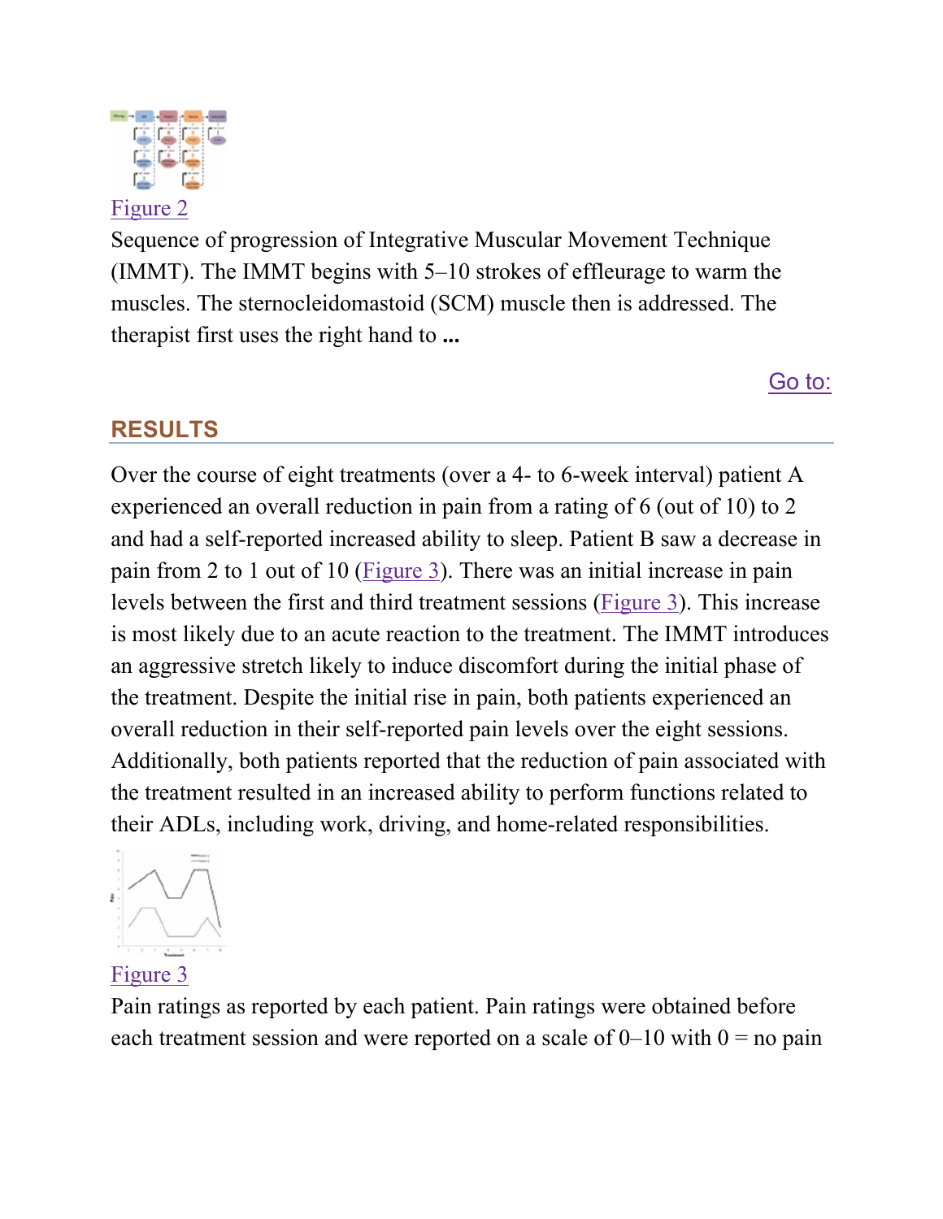Figure 2

Sequence of progression of Integrative Muscular Movement Technique (IMMT). The IMMT begins with 5–10 strokes of effleurage to warm the muscles. The sternocleidomastoid (SCM) muscle then is addressed. The therapist first uses the right hand to **...**

## RESULTS

Over the course of eight treatments (over a 4- to 6-week interval) patient A experienced an overall reduction in pain from a rating of 6 (out of 10) to 2 and had a self-reported increased ability to sleep. Patient B saw a decrease in pain from 2 to 1 out of 10 (Figure 3). There was an initial increase in pain levels between the first and third treatment sessions (Figure 3). This increase is most likely due to an acute reaction to the treatment. The IMMT introduces an aggressive stretch likely to induce discomfort during the initial phase of the treatment. Despite the initial rise in pain, both patients experienced an overall reduction in their self-reported pain levels over the eight sessions. Additionally, both patients reported that the reduction of pain associated with the treatment resulted in an increased ability to perform functions related to their ADLs, including work, driving, and home-related responsibilities.

Figure 3

Pain ratings as reported by each patient. Pain ratings were obtained before each treatment session and were reported on a scale of 0–10 with 0 = no pain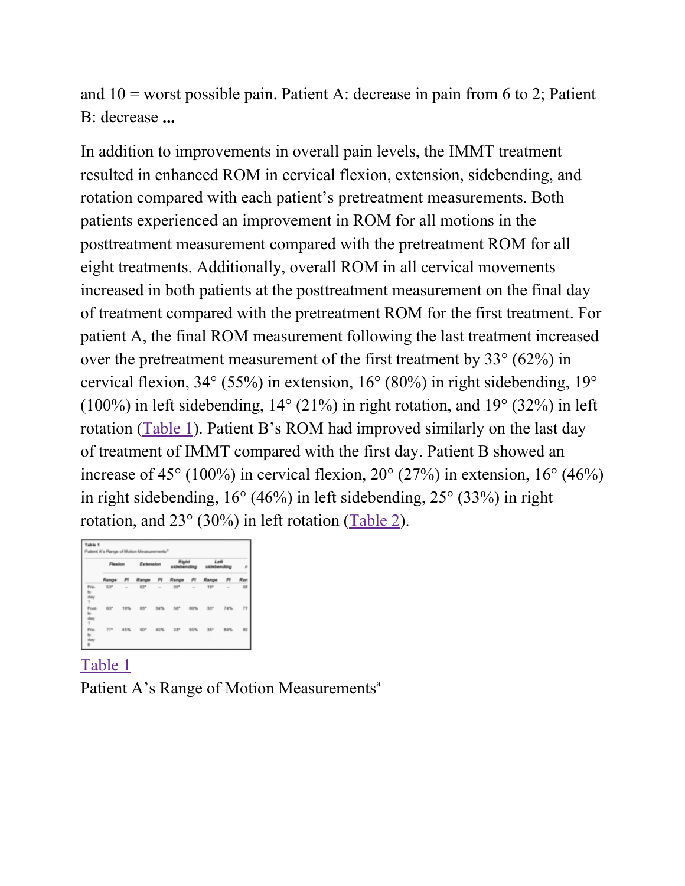and 10 = worst possible pain. Patient A: decrease in pain from 6 to 2; Patient B: decrease **...**

In addition to improvements in overall pain levels, the IMMT treatment resulted in enhanced ROM in cervical flexion, extension, sidebending, and rotation compared with each patient's pretreatment measurements. Both patients experienced an improvement in ROM for all motions in the posttreatment measurement compared with the pretreatment ROM for all eight treatments. Additionally, overall ROM in all cervical movements increased in both patients at the posttreatment measurement on the final day of treatment compared with the pretreatment ROM for the first treatment. For patient A, the final ROM measurement following the last treatment increased over the pretreatment measurement of the first treatment by 33° (62%) in cervical flexion, 34° (55%) in extension, 16° (80%) in right sidebending, 19° (100%) in left sidebending, 14° (21%) in right rotation, and 19° (32%) in left rotation (Table 1). Patient B's ROM had improved similarly on the last day of treatment of IMMT compared with the first day. Patient B showed an increase of 45° (100%) in cervical flexion, 20° (27%) in extension, 16° (46%) in right sidebending, 16° (46%) in left sidebending, 25° (33%) in right rotation, and 23° (30%) in left rotation (Table 2).

**Table 1**
Patient A's Range of Motion Measurements[a]

| | Flexion | | Extension | | Right sidebending | | Left sidebending | | R... |
|---|---|---|---|---|---|---|---|---|---|
| | Range | PI | Range | PI | Range | PI | Range | PI | Ran... |
| Pre-tx day 1 | 53° | – | 62° | – | 20° | – | 19° | – | 68 |
| Post-tx day 1 | 63° | 19% | 83° | 34% | 36° | 80% | 33° | 74% | 77 |
| Pre-tx day 8 | 77° | 45% | 90° | 45% | 33° | 65% | 35° | 84% | 82 |

Table 1
Patient A's Range of Motion Measurements[a]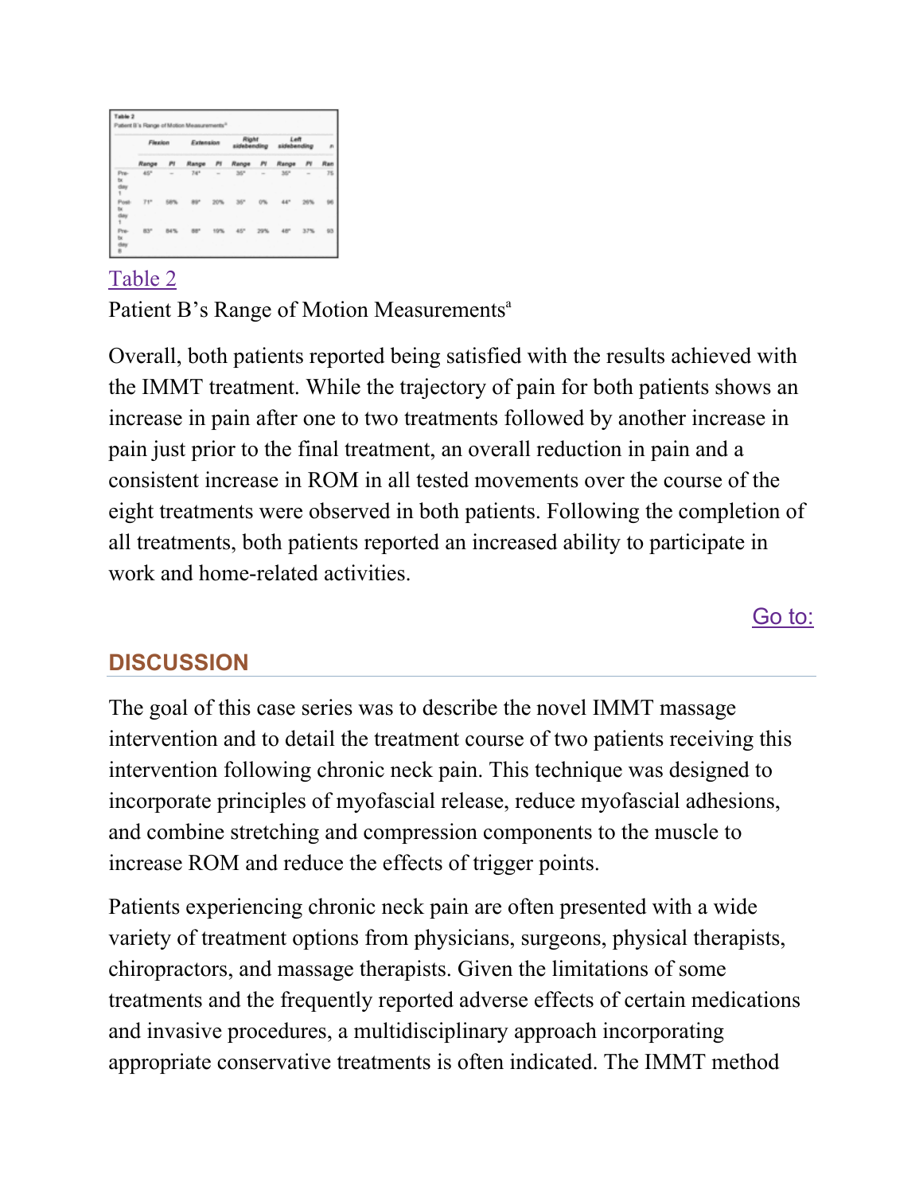| | Flexion | | Extension | | Right sidebending | | Left sidebending | | R |
|---|---|---|---|---|---|---|---|---|---|
| | Range | PI | Range | PI | Range | PI | Range | PI | Ran |
| Pre-tx day 1 | 45° | – | 74° | – | 35° | – | 35° | – | 75 |
| Post-tx day 1 | 71° | 58% | 89° | 20% | 35° | 0% | 44° | 26% | 96 |
| Pre-tx day 8 | 83° | 84% | 88° | 19% | 45° | 29% | 48° | 37% | 93 |

Table 2

Patient B's Range of Motion Measurements[a]

Overall, both patients reported being satisfied with the results achieved with the IMMT treatment. While the trajectory of pain for both patients shows an increase in pain after one to two treatments followed by another increase in pain just prior to the final treatment, an overall reduction in pain and a consistent increase in ROM in all tested movements over the course of the eight treatments were observed in both patients. Following the completion of all treatments, both patients reported an increased ability to participate in work and home-related activities.

## DISCUSSION

The goal of this case series was to describe the novel IMMT massage intervention and to detail the treatment course of two patients receiving this intervention following chronic neck pain. This technique was designed to incorporate principles of myofascial release, reduce myofascial adhesions, and combine stretching and compression components to the muscle to increase ROM and reduce the effects of trigger points.

Patients experiencing chronic neck pain are often presented with a wide variety of treatment options from physicians, surgeons, physical therapists, chiropractors, and massage therapists. Given the limitations of some treatments and the frequently reported adverse effects of certain medications and invasive procedures, a multidisciplinary approach incorporating appropriate conservative treatments is often indicated. The IMMT method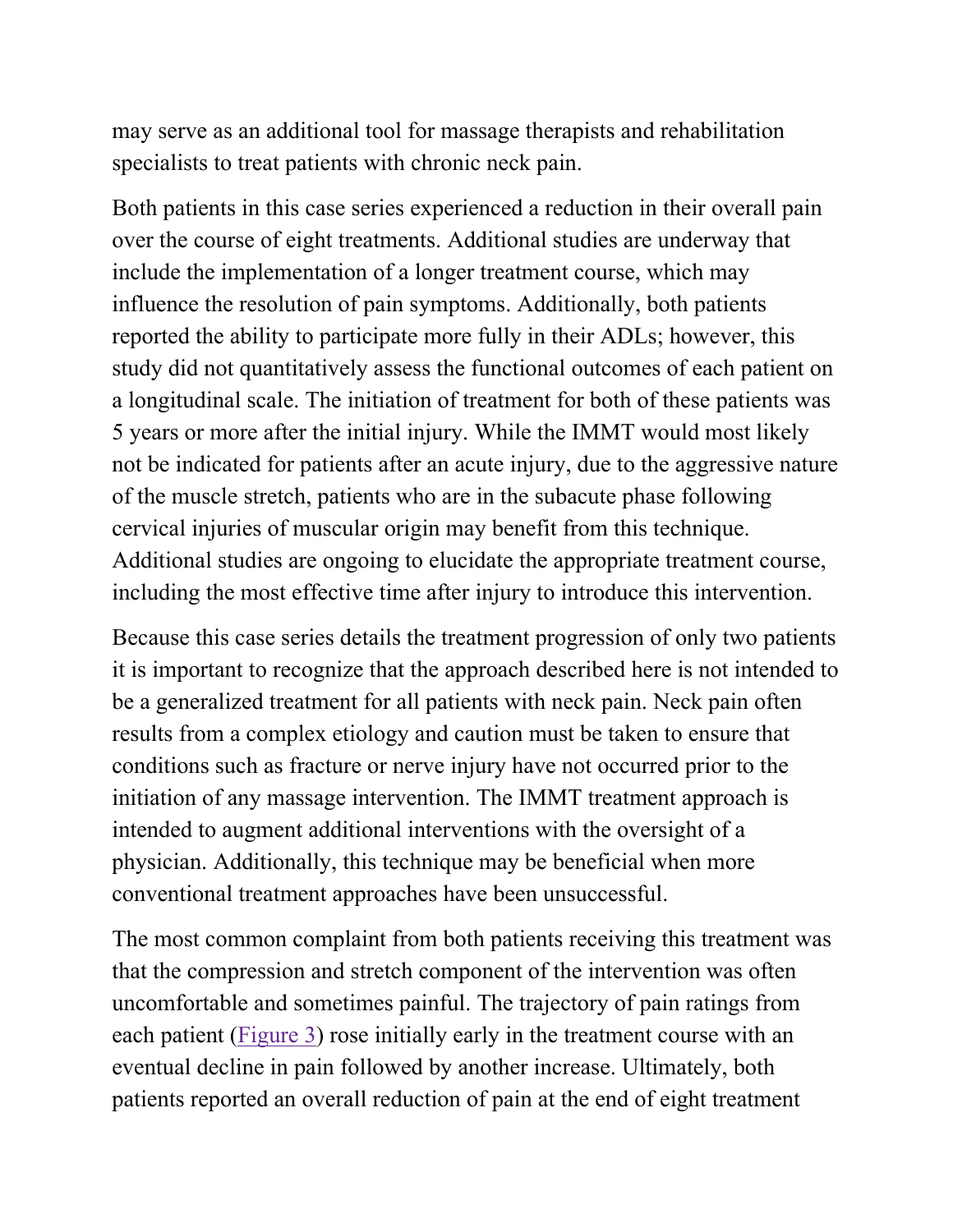may serve as an additional tool for massage therapists and rehabilitation specialists to treat patients with chronic neck pain.

Both patients in this case series experienced a reduction in their overall pain over the course of eight treatments. Additional studies are underway that include the implementation of a longer treatment course, which may influence the resolution of pain symptoms. Additionally, both patients reported the ability to participate more fully in their ADLs; however, this study did not quantitatively assess the functional outcomes of each patient on a longitudinal scale. The initiation of treatment for both of these patients was 5 years or more after the initial injury. While the IMMT would most likely not be indicated for patients after an acute injury, due to the aggressive nature of the muscle stretch, patients who are in the subacute phase following cervical injuries of muscular origin may benefit from this technique. Additional studies are ongoing to elucidate the appropriate treatment course, including the most effective time after injury to introduce this intervention.

Because this case series details the treatment progression of only two patients it is important to recognize that the approach described here is not intended to be a generalized treatment for all patients with neck pain. Neck pain often results from a complex etiology and caution must be taken to ensure that conditions such as fracture or nerve injury have not occurred prior to the initiation of any massage intervention. The IMMT treatment approach is intended to augment additional interventions with the oversight of a physician. Additionally, this technique may be beneficial when more conventional treatment approaches have been unsuccessful.

The most common complaint from both patients receiving this treatment was that the compression and stretch component of the intervention was often uncomfortable and sometimes painful. The trajectory of pain ratings from each patient (Figure 3) rose initially early in the treatment course with an eventual decline in pain followed by another increase. Ultimately, both patients reported an overall reduction of pain at the end of eight treatment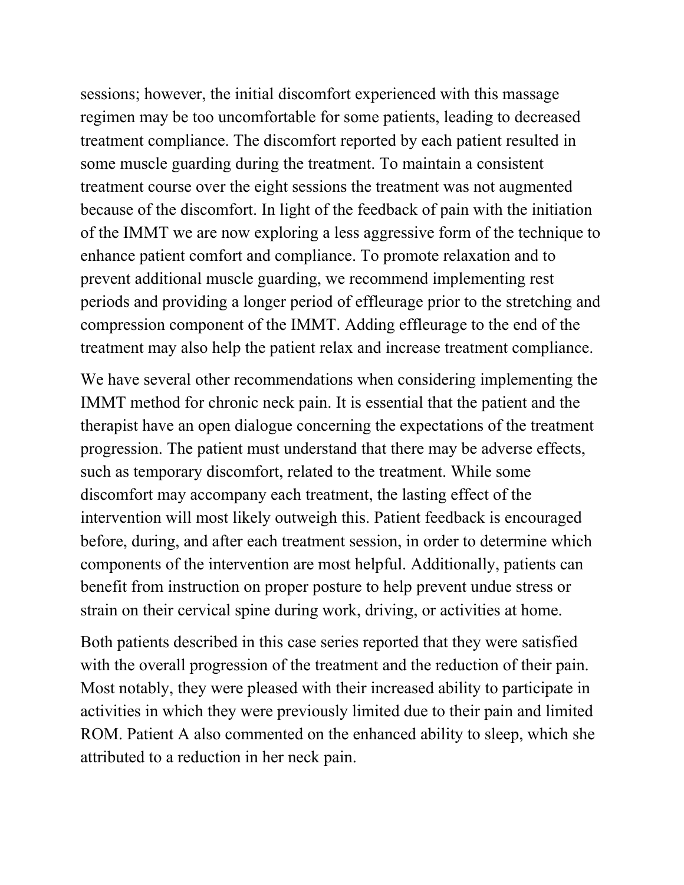sessions; however, the initial discomfort experienced with this massage regimen may be too uncomfortable for some patients, leading to decreased treatment compliance. The discomfort reported by each patient resulted in some muscle guarding during the treatment. To maintain a consistent treatment course over the eight sessions the treatment was not augmented because of the discomfort. In light of the feedback of pain with the initiation of the IMMT we are now exploring a less aggressive form of the technique to enhance patient comfort and compliance. To promote relaxation and to prevent additional muscle guarding, we recommend implementing rest periods and providing a longer period of effleurage prior to the stretching and compression component of the IMMT. Adding effleurage to the end of the treatment may also help the patient relax and increase treatment compliance.

We have several other recommendations when considering implementing the IMMT method for chronic neck pain. It is essential that the patient and the therapist have an open dialogue concerning the expectations of the treatment progression. The patient must understand that there may be adverse effects, such as temporary discomfort, related to the treatment. While some discomfort may accompany each treatment, the lasting effect of the intervention will most likely outweigh this. Patient feedback is encouraged before, during, and after each treatment session, in order to determine which components of the intervention are most helpful. Additionally, patients can benefit from instruction on proper posture to help prevent undue stress or strain on their cervical spine during work, driving, or activities at home.

Both patients described in this case series reported that they were satisfied with the overall progression of the treatment and the reduction of their pain. Most notably, they were pleased with their increased ability to participate in activities in which they were previously limited due to their pain and limited ROM. Patient A also commented on the enhanced ability to sleep, which she attributed to a reduction in her neck pain.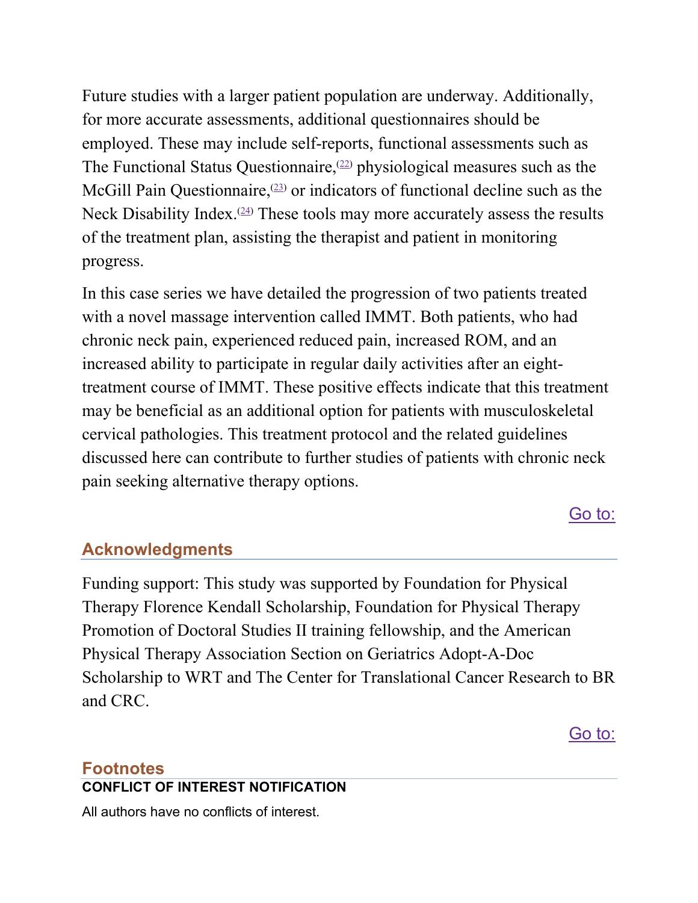Future studies with a larger patient population are underway. Additionally, for more accurate assessments, additional questionnaires should be employed. These may include self-reports, functional assessments such as The Functional Status Questionnaire,[22] physiological measures such as the McGill Pain Questionnaire,[23] or indicators of functional decline such as the Neck Disability Index.[24] These tools may more accurately assess the results of the treatment plan, assisting the therapist and patient in monitoring progress.

In this case series we have detailed the progression of two patients treated with a novel massage intervention called IMMT. Both patients, who had chronic neck pain, experienced reduced pain, increased ROM, and an increased ability to participate in regular daily activities after an eight-treatment course of IMMT. These positive effects indicate that this treatment may be beneficial as an additional option for patients with musculoskeletal cervical pathologies. This treatment protocol and the related guidelines discussed here can contribute to further studies of patients with chronic neck pain seeking alternative therapy options.

## Acknowledgments

Funding support: This study was supported by Foundation for Physical Therapy Florence Kendall Scholarship, Foundation for Physical Therapy Promotion of Doctoral Studies II training fellowship, and the American Physical Therapy Association Section on Geriatrics Adopt-A-Doc Scholarship to WRT and The Center for Translational Cancer Research to BR and CRC.

## Footnotes

### CONFLICT OF INTEREST NOTIFICATION

All authors have no conflicts of interest.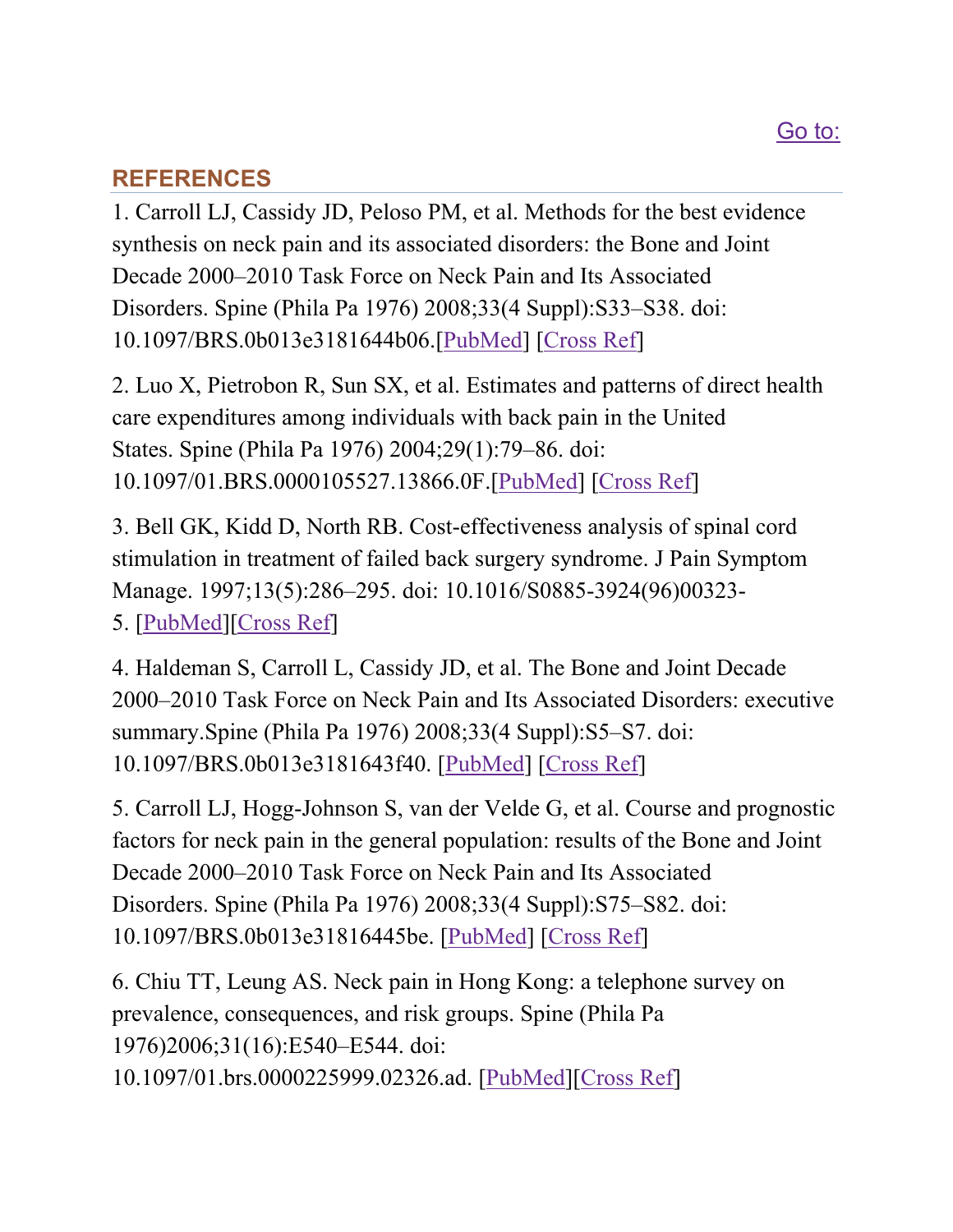Go to:

## REFERENCES

1. Carroll LJ, Cassidy JD, Peloso PM, et al. Methods for the best evidence synthesis on neck pain and its associated disorders: the Bone and Joint Decade 2000–2010 Task Force on Neck Pain and Its Associated Disorders. Spine (Phila Pa 1976) 2008;33(4 Suppl):S33–S38. doi: 10.1097/BRS.0b013e3181644b06.[PubMed] [Cross Ref]

2. Luo X, Pietrobon R, Sun SX, et al. Estimates and patterns of direct health care expenditures among individuals with back pain in the United States. Spine (Phila Pa 1976) 2004;29(1):79–86. doi: 10.1097/01.BRS.0000105527.13866.0F.[PubMed] [Cross Ref]

3. Bell GK, Kidd D, North RB. Cost-effectiveness analysis of spinal cord stimulation in treatment of failed back surgery syndrome. J Pain Symptom Manage. 1997;13(5):286–295. doi: 10.1016/S0885-3924(96)00323-5. [PubMed][Cross Ref]

4. Haldeman S, Carroll L, Cassidy JD, et al. The Bone and Joint Decade 2000–2010 Task Force on Neck Pain and Its Associated Disorders: executive summary.Spine (Phila Pa 1976) 2008;33(4 Suppl):S5–S7. doi: 10.1097/BRS.0b013e3181643f40. [PubMed] [Cross Ref]

5. Carroll LJ, Hogg-Johnson S, van der Velde G, et al. Course and prognostic factors for neck pain in the general population: results of the Bone and Joint Decade 2000–2010 Task Force on Neck Pain and Its Associated Disorders. Spine (Phila Pa 1976) 2008;33(4 Suppl):S75–S82. doi: 10.1097/BRS.0b013e31816445be. [PubMed] [Cross Ref]

6. Chiu TT, Leung AS. Neck pain in Hong Kong: a telephone survey on prevalence, consequences, and risk groups. Spine (Phila Pa 1976)2006;31(16):E540–E544. doi: 10.1097/01.brs.0000225999.02326.ad. [PubMed][Cross Ref]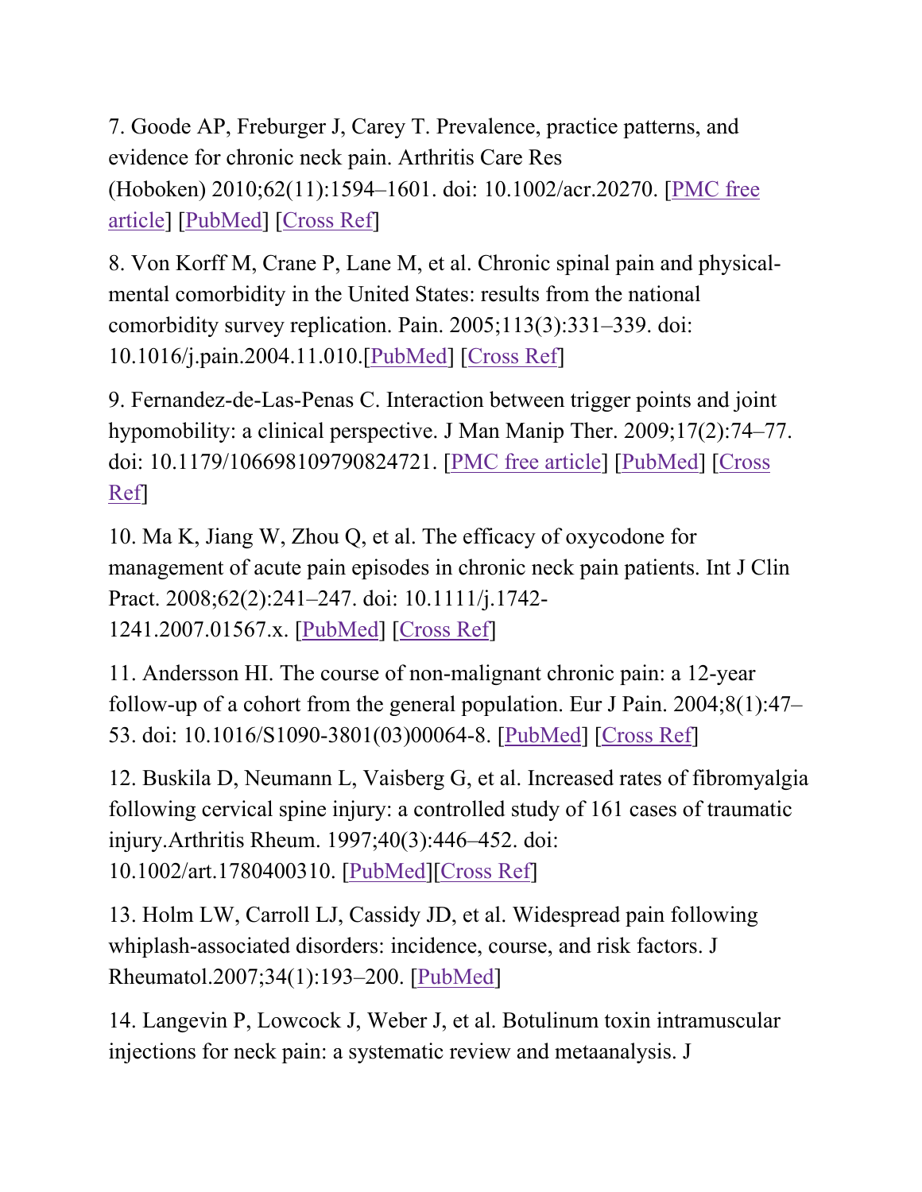7. Goode AP, Freburger J, Carey T. Prevalence, practice patterns, and evidence for chronic neck pain. Arthritis Care Res (Hoboken) 2010;62(11):1594–1601. doi: 10.1002/acr.20270. [PMC free article] [PubMed] [Cross Ref]

8. Von Korff M, Crane P, Lane M, et al. Chronic spinal pain and physical-mental comorbidity in the United States: results from the national comorbidity survey replication. Pain. 2005;113(3):331–339. doi: 10.1016/j.pain.2004.11.010.[PubMed] [Cross Ref]

9. Fernandez-de-Las-Penas C. Interaction between trigger points and joint hypomobility: a clinical perspective. J Man Manip Ther. 2009;17(2):74–77. doi: 10.1179/106698109790824721. [PMC free article] [PubMed] [Cross Ref]

10. Ma K, Jiang W, Zhou Q, et al. The efficacy of oxycodone for management of acute pain episodes in chronic neck pain patients. Int J Clin Pract. 2008;62(2):241–247. doi: 10.1111/j.1742-1241.2007.01567.x. [PubMed] [Cross Ref]

11. Andersson HI. The course of non-malignant chronic pain: a 12-year follow-up of a cohort from the general population. Eur J Pain. 2004;8(1):47–53. doi: 10.1016/S1090-3801(03)00064-8. [PubMed] [Cross Ref]

12. Buskila D, Neumann L, Vaisberg G, et al. Increased rates of fibromyalgia following cervical spine injury: a controlled study of 161 cases of traumatic injury.Arthritis Rheum. 1997;40(3):446–452. doi: 10.1002/art.1780400310. [PubMed][Cross Ref]

13. Holm LW, Carroll LJ, Cassidy JD, et al. Widespread pain following whiplash-associated disorders: incidence, course, and risk factors. J Rheumatol.2007;34(1):193–200. [PubMed]

14. Langevin P, Lowcock J, Weber J, et al. Botulinum toxin intramuscular injections for neck pain: a systematic review and metaanalysis. J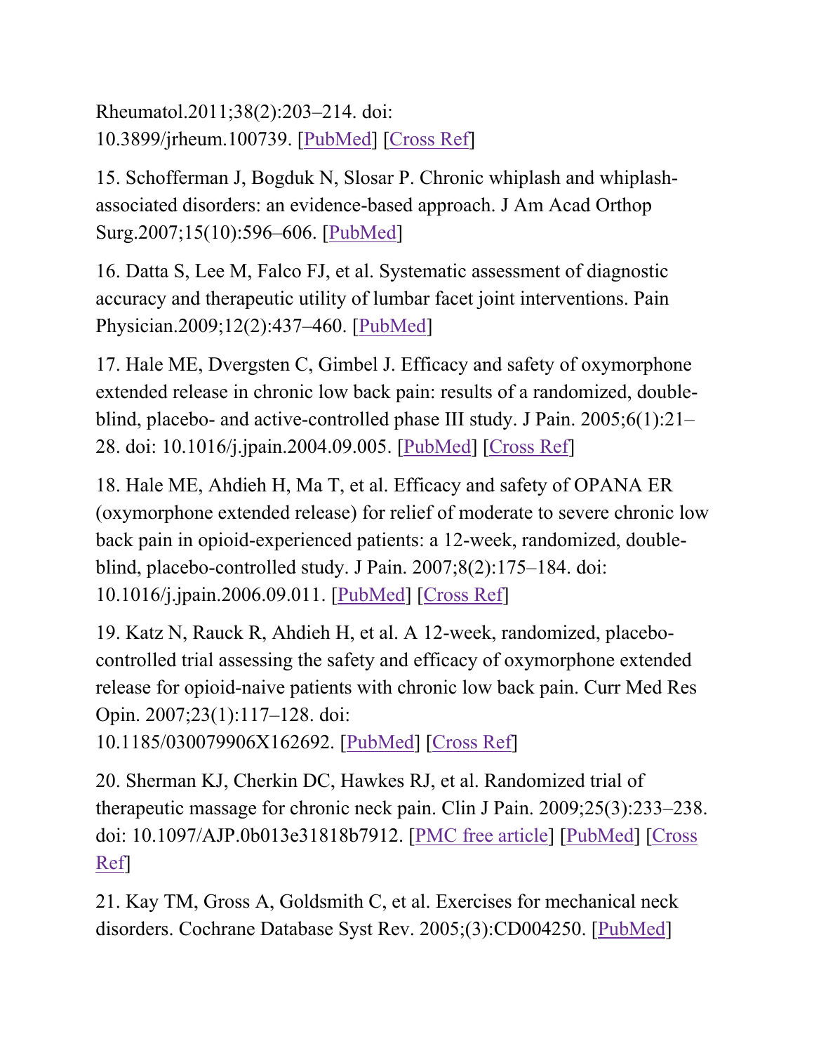Rheumatol.2011;38(2):203–214. doi: 10.3899/jrheum.100739. [PubMed] [Cross Ref]

15. Schofferman J, Bogduk N, Slosar P. Chronic whiplash and whiplash-associated disorders: an evidence-based approach. J Am Acad Orthop Surg.2007;15(10):596–606. [PubMed]

16. Datta S, Lee M, Falco FJ, et al. Systematic assessment of diagnostic accuracy and therapeutic utility of lumbar facet joint interventions. Pain Physician.2009;12(2):437–460. [PubMed]

17. Hale ME, Dvergsten C, Gimbel J. Efficacy and safety of oxymorphone extended release in chronic low back pain: results of a randomized, double-blind, placebo- and active-controlled phase III study. J Pain. 2005;6(1):21–28. doi: 10.1016/j.jpain.2004.09.005. [PubMed] [Cross Ref]

18. Hale ME, Ahdieh H, Ma T, et al. Efficacy and safety of OPANA ER (oxymorphone extended release) for relief of moderate to severe chronic low back pain in opioid-experienced patients: a 12-week, randomized, double-blind, placebo-controlled study. J Pain. 2007;8(2):175–184. doi: 10.1016/j.jpain.2006.09.011. [PubMed] [Cross Ref]

19. Katz N, Rauck R, Ahdieh H, et al. A 12-week, randomized, placebo-controlled trial assessing the safety and efficacy of oxymorphone extended release for opioid-naive patients with chronic low back pain. Curr Med Res Opin. 2007;23(1):117–128. doi: 10.1185/030079906X162692. [PubMed] [Cross Ref]

20. Sherman KJ, Cherkin DC, Hawkes RJ, et al. Randomized trial of therapeutic massage for chronic neck pain. Clin J Pain. 2009;25(3):233–238. doi: 10.1097/AJP.0b013e31818b7912. [PMC free article] [PubMed] [Cross Ref]

21. Kay TM, Gross A, Goldsmith C, et al. Exercises for mechanical neck disorders. Cochrane Database Syst Rev. 2005;(3):CD004250. [PubMed]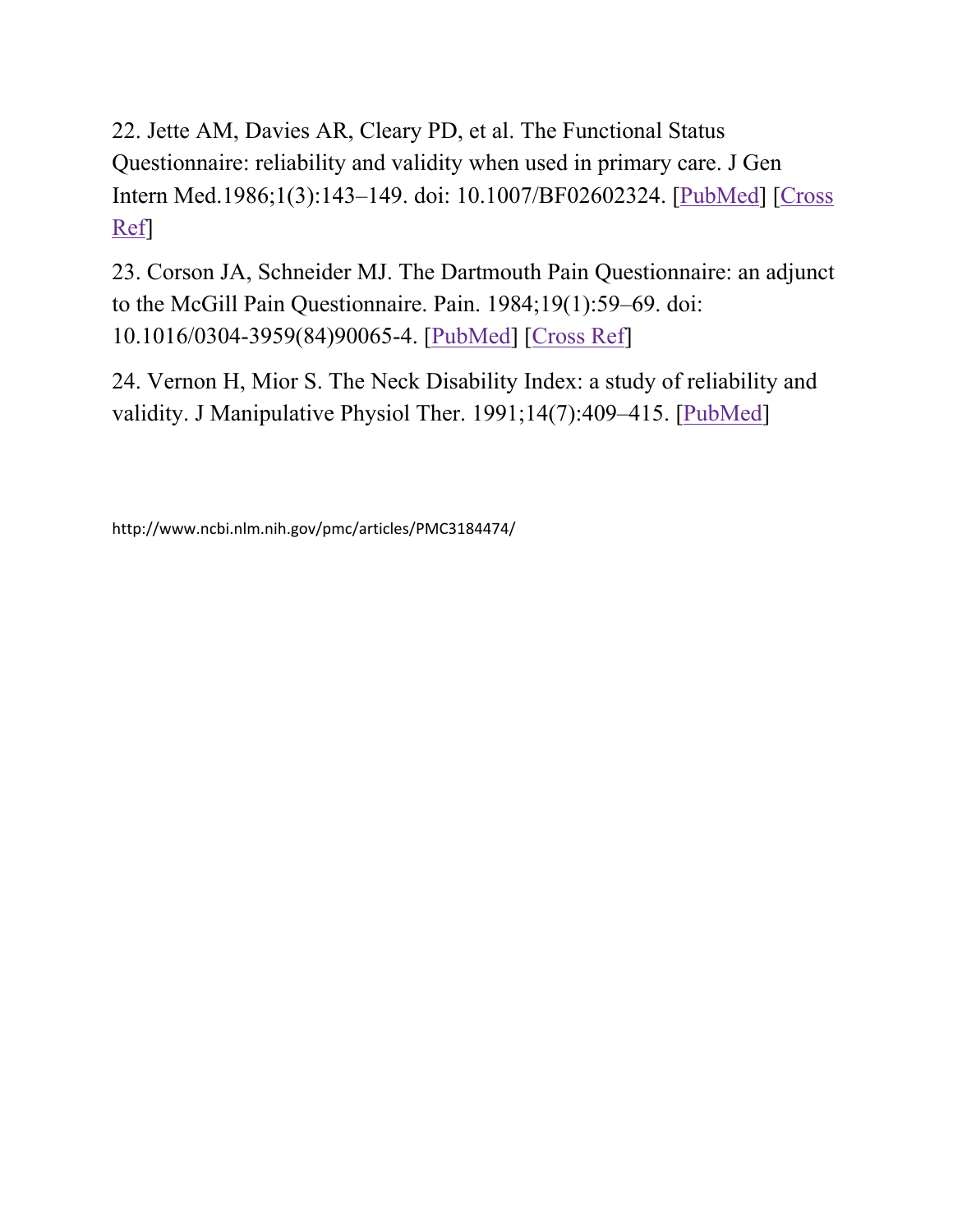22. Jette AM, Davies AR, Cleary PD, et al. The Functional Status Questionnaire: reliability and validity when used in primary care. J Gen Intern Med.1986;1(3):143–149. doi: 10.1007/BF02602324. [PubMed] [Cross Ref]

23. Corson JA, Schneider MJ. The Dartmouth Pain Questionnaire: an adjunct to the McGill Pain Questionnaire. Pain. 1984;19(1):59–69. doi: 10.1016/0304-3959(84)90065-4. [PubMed] [Cross Ref]

24. Vernon H, Mior S. The Neck Disability Index: a study of reliability and validity. J Manipulative Physiol Ther. 1991;14(7):409–415. [PubMed]

http://www.ncbi.nlm.nih.gov/pmc/articles/PMC3184474/